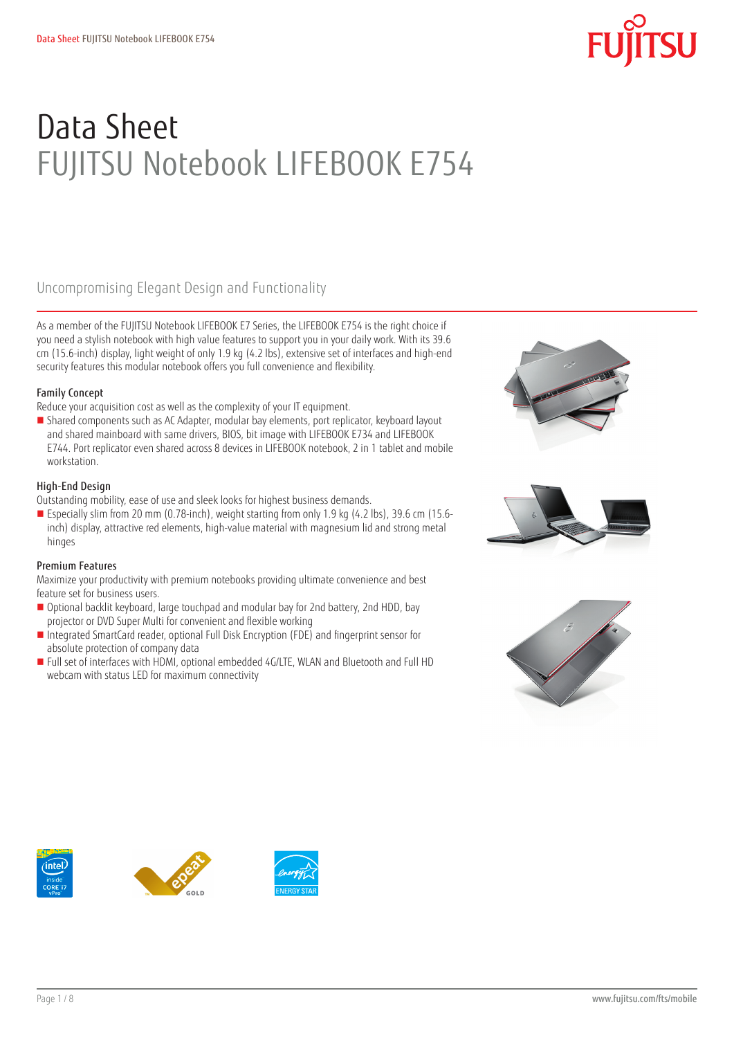# Data Sheet
## FUJITSU Notebook LIFEBOOK E754

### Uncompromising Elegant Design and Functionality

As a member of the FUJITSU Notebook LIFEBOOK E7 Series, the LIFEBOOK E754 is the right choice if you need a stylish notebook with high value features to support you in your daily work. With its 39.6 cm (15.6-inch) display, light weight of only 1.9 kg (4.2 lbs), extensive set of interfaces and high-end security features this modular notebook offers you full convenience and flexibility.

#### Family Concept

Reduce your acquisition cost as well as the complexity of your IT equipment.

- Shared components such as AC Adapter, modular bay elements, port replicator, keyboard layout and shared mainboard with same drivers, BIOS, bit image with LIFEBOOK E734 and LIFEBOOK E744. Port replicator even shared across 8 devices in LIFEBOOK notebook, 2 in 1 tablet and mobile workstation.

#### High-End Design

Outstanding mobility, ease of use and sleek looks for highest business demands.

- Especially slim from 20 mm (0.78-inch), weight starting from only 1.9 kg (4.2 lbs), 39.6 cm (15.6-inch) display, attractive red elements, high-value material with magnesium lid and strong metal hinges

#### Premium Features

Maximize your productivity with premium notebooks providing ultimate convenience and best feature set for business users.

- Optional backlit keyboard, large touchpad and modular bay for 2nd battery, 2nd HDD, bay projector or DVD Super Multi for convenient and flexible working
- Integrated SmartCard reader, optional Full Disk Encryption (FDE) and fingerprint sensor for absolute protection of company data
- Full set of interfaces with HDMI, optional embedded 4G/LTE, WLAN and Bluetooth and Full HD webcam with status LED for maximum connectivity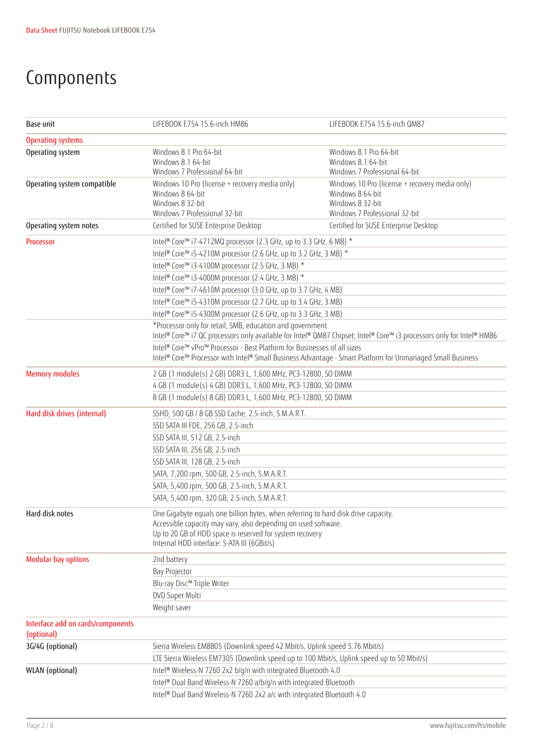# Components

| Base unit | LIFEBOOK E754 15.6-inch HM86 | LIFEBOOK E754 15.6-inch QM87 |
|---|---|---|
| **Operating systems** | | |
| Operating system | Windows 8.1 Pro 64-bit<br>Windows 8.1 64-bit<br>Windows 7 Professional 64-bit | Windows 8.1 Pro 64-bit<br>Windows 8.1 64-bit<br>Windows 7 Professional 64-bit |
| Operating system compatible | Windows 10 Pro (license + recovery media only)<br>Windows 8 64-bit<br>Windows 8 32-bit<br>Windows 7 Professional 32-bit | Windows 10 Pro (license + recovery media only)<br>Windows 8 64-bit<br>Windows 8 32-bit<br>Windows 7 Professional 32-bit |
| Operating system notes | Certified for SUSE Enterprise Desktop | Certified for SUSE Enterprise Desktop |
| **Processor** | Intel® Core™ i7-4712MQ processor (2.3 GHz, up to 3.3 GHz, 6 MB) * | |
| | Intel® Core™ i5-4210M processor (2.6 GHz, up to 3.2 GHz, 3 MB) * | |
| | Intel® Core™ i3-4100M processor (2.5 GHz, 3 MB) * | |
| | Intel® Core™ i3-4000M processor (2.4 GHz, 3 MB) * | |
| | Intel® Core™ i7-4610M processor (3.0 GHz, up to 3.7 GHz, 4 MB) | |
| | Intel® Core™ i5-4310M processor (2.7 GHz, up to 3.4 GHz, 3 MB) | |
| | Intel® Core™ i5-4300M processor (2.6 GHz, up to 3.3 GHz, 3 MB) | |
| | *Processor only for retail, SMB, education and government<br>Intel® Core™ i7 QC processors only available for Intel® QM87 Chipset; Intel® Core™ i3 processors only for Intel® HM86 | |
| | Intel® Core™ vPro™ Processor - Best Platform for Businesses of all sizes<br>Intel® Core™ Processor with Intel® Small Business Advantage - Smart Platform for Unmanaged Small Business | |
| **Memory modules** | 2 GB (1 module(s) 2 GB) DDR3 L, 1,600 MHz, PC3-12800, SO DIMM | |
| | 4 GB (1 module(s) 4 GB) DDR3 L, 1,600 MHz, PC3-12800, SO DIMM | |
| | 8 GB (1 module(s) 8 GB) DDR3 L, 1,600 MHz, PC3-12800, SO DIMM | |
| **Hard disk drives (internal)** | SSHD, 500 GB / 8 GB SSD Cache, 2.5-inch, S.M.A.R.T. | |
| | SSD SATA III FDE, 256 GB, 2.5-inch | |
| | SSD SATA III, 512 GB, 2.5-inch | |
| | SSD SATA III, 256 GB, 2.5-inch | |
| | SSD SATA III, 128 GB, 2.5-inch | |
| | SATA, 7,200 rpm, 500 GB, 2.5-inch, S.M.A.R.T. | |
| | SATA, 5,400 rpm, 500 GB, 2.5-inch, S.M.A.R.T. | |
| | SATA, 5,400 rpm, 320 GB, 2.5-inch, S.M.A.R.T. | |
| Hard disk notes | One Gigabyte equals one billion bytes, when referring to hard disk drive capacity.<br>Accessible capacity may vary, also depending on used software.<br>Up to 20 GB of HDD space is reserved for system recovery<br>Internal HDD interface: S-ATA III (6GBit/s) | |
| **Modular bay options** | 2nd battery | |
| | Bay Projector | |
| | Blu-ray Disc™ Triple Writer | |
| | DVD Super Multi | |
| | Weight saver | |
| **Interface add on cards/components (optional)** | | |
| 3G/4G (optional) | Sierra Wireless EM8805 (Downlink speed 42 Mbit/s, Uplink speed 5.76 Mbit/s) | |
| | LTE Sierra Wireless EM7305 (Downlink speed up to 100 Mbit/s, Uplink speed up to 50 Mbit/s) | |
| WLAN (optional) | Intel® Wireless-N 7260 2x2 b/g/n with integrated Bluetooth 4.0 | |
| | Intel® Dual Band Wireless-N 7260 a/b/g/n with integrated Bluetooth | |
| | Intel® Dual Band Wireless-N 7260 2x2 a/c with integrated Bluetooth 4.0 | |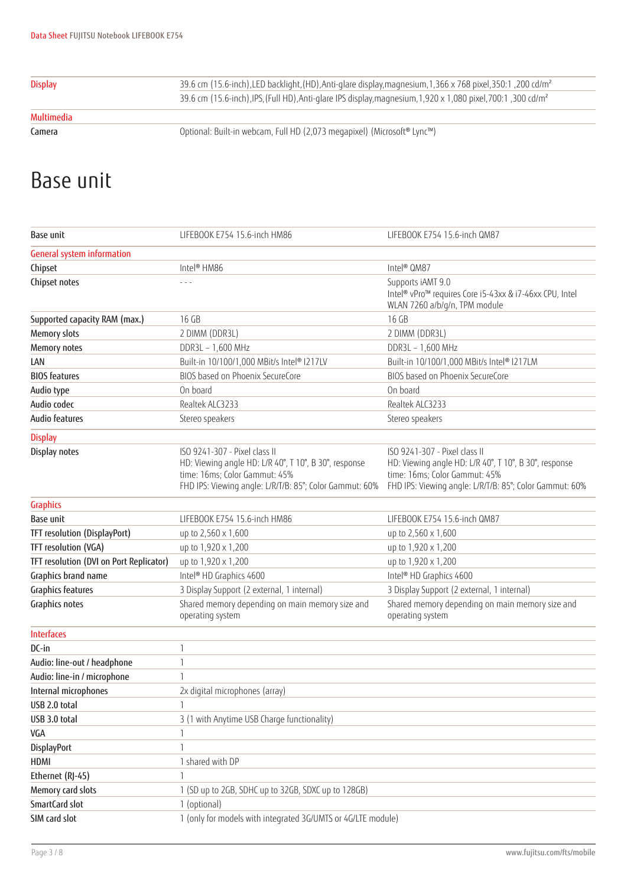| | |
|---|---|
| **Display** | 39.6 cm (15.6-inch),LED backlight,(HD),Anti-glare display,magnesium,1,366 x 768 pixel,350:1 ,200 cd/m² |
| | 39.6 cm (15.6-inch),IPS,(Full HD),Anti-glare IPS display,magnesium,1,920 x 1,080 pixel,700:1 ,300 cd/m² |
| **Multimedia** | |
| Camera | Optional: Built-in webcam, Full HD (2,073 megapixel) (Microsoft® Lync™) |

# Base unit

| Base unit | LIFEBOOK E754 15.6-inch HM86 | LIFEBOOK E754 15.6-inch QM87 |
|---|---|---|
| **General system information** | | |
| Chipset | Intel® HM86 | Intel® QM87 |
| Chipset notes | - - - | Supports iAMT 9.0<br>Intel® vPro™ requires Core i5-43xx & i7-46xx CPU, Intel WLAN 7260 a/b/g/n, TPM module |
| Supported capacity RAM (max.) | 16 GB | 16 GB |
| Memory slots | 2 DIMM (DDR3L) | 2 DIMM (DDR3L) |
| Memory notes | DDR3L – 1,600 MHz | DDR3L – 1,600 MHz |
| LAN | Built-in 10/100/1,000 MBit/s Intel® I217LV | Built-in 10/100/1,000 MBit/s Intel® I217LM |
| BIOS features | BIOS based on Phoenix SecureCore | BIOS based on Phoenix SecureCore |
| Audio type | On board | On board |
| Audio codec | Realtek ALC3233 | Realtek ALC3233 |
| Audio features | Stereo speakers | Stereo speakers |
| **Display** | | |
| Display notes | ISO 9241-307 - Pixel class II<br>HD: Viewing angle HD: L/R 40°, T 10°, B 30°, response time: 16ms; Color Gammut: 45%<br>FHD IPS: Viewing angle: L/R/T/B: 85°; Color Gammut: 60% | ISO 9241-307 - Pixel class II<br>HD: Viewing angle HD: L/R 40°, T 10°, B 30°, response time: 16ms; Color Gammut: 45%<br>FHD IPS: Viewing angle: L/R/T/B: 85°; Color Gammut: 60% |
| **Graphics** | | |
| Base unit | LIFEBOOK E754 15.6-inch HM86 | LIFEBOOK E754 15.6-inch QM87 |
| TFT resolution (DisplayPort) | up to 2,560 x 1,600 | up to 2,560 x 1,600 |
| TFT resolution (VGA) | up to 1,920 x 1,200 | up to 1,920 x 1,200 |
| TFT resolution (DVI on Port Replicator) | up to 1,920 x 1,200 | up to 1,920 x 1,200 |
| Graphics brand name | Intel® HD Graphics 4600 | Intel® HD Graphics 4600 |
| Graphics features | 3 Display Support (2 external, 1 internal) | 3 Display Support (2 external, 1 internal) |
| Graphics notes | Shared memory depending on main memory size and operating system | Shared memory depending on main memory size and operating system |
| **Interfaces** | | |
| DC-in | 1 | |
| Audio: line-out / headphone | 1 | |
| Audio: line-in / microphone | 1 | |
| Internal microphones | 2x digital microphones (array) | |
| USB 2.0 total | 1 | |
| USB 3.0 total | 3 (1 with Anytime USB Charge functionality) | |
| VGA | 1 | |
| DisplayPort | 1 | |
| HDMI | 1 shared with DP | |
| Ethernet (RJ-45) | 1 | |
| Memory card slots | 1 (SD up to 2GB, SDHC up to 32GB, SDXC up to 128GB) | |
| SmartCard slot | 1 (optional) | |
| SIM card slot | 1 (only for models with integrated 3G/UMTS or 4G/LTE module) | |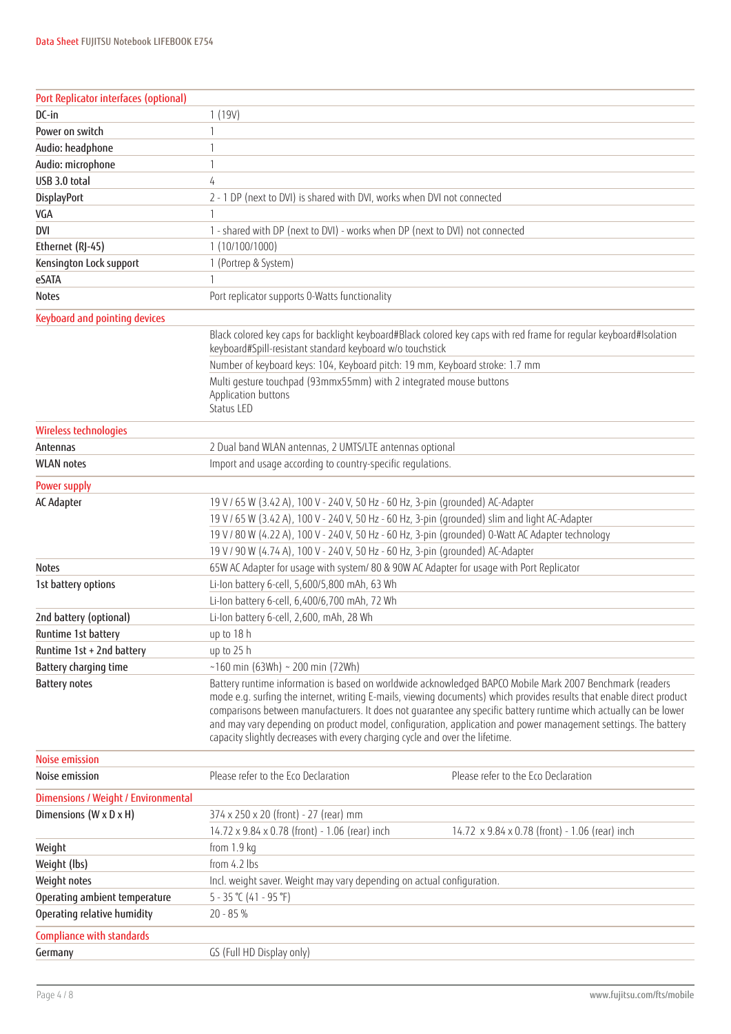| Port Replicator interfaces (optional) | | |
|---|---|---|
| DC-in | 1 (19V) | |
| Power on switch | 1 | |
| Audio: headphone | 1 | |
| Audio: microphone | 1 | |
| USB 3.0 total | 4 | |
| DisplayPort | 2 - 1 DP (next to DVI) is shared with DVI, works when DVI not connected | |
| VGA | 1 | |
| DVI | 1 - shared with DP (next to DVI) - works when DP (next to DVI) not connected | |
| Ethernet (RJ-45) | 1 (10/100/1000) | |
| Kensington Lock support | 1 (Portrep & System) | |
| eSATA | 1 | |
| Notes | Port replicator supports 0-Watts functionality | |

| Keyboard and pointing devices | |
|---|---|
| | Black colored key caps for backlight keyboard#Black colored key caps with red frame for regular keyboard#Isolation keyboard#Spill-resistant standard keyboard w/o touchstick |
| | Number of keyboard keys: 104, Keyboard pitch: 19 mm, Keyboard stroke: 1.7 mm |
| | Multi gesture touchpad (93mmx55mm) with 2 integrated mouse buttons<br>Application buttons<br>Status LED |

| Wireless technologies | |
|---|---|
| Antennas | 2 Dual band WLAN antennas, 2 UMTS/LTE antennas optional |
| WLAN notes | Import and usage according to country-specific regulations. |

| Power supply | |
|---|---|
| AC Adapter | 19 V / 65 W (3.42 A), 100 V - 240 V, 50 Hz - 60 Hz, 3-pin (grounded) AC-Adapter |
| | 19 V / 65 W (3.42 A), 100 V - 240 V, 50 Hz - 60 Hz, 3-pin (grounded) slim and light AC-Adapter |
| | 19 V / 80 W (4.22 A), 100 V - 240 V, 50 Hz - 60 Hz, 3-pin (grounded) 0-Watt AC Adapter technology |
| | 19 V / 90 W (4.74 A), 100 V - 240 V, 50 Hz - 60 Hz, 3-pin (grounded) AC-Adapter |
| Notes | 65W AC Adapter for usage with system/ 80 & 90W AC Adapter for usage with Port Replicator |
| 1st battery options | Li-Ion battery 6-cell, 5,600/5,800 mAh, 63 Wh |
| | Li-Ion battery 6-cell, 6,400/6,700 mAh, 72 Wh |
| 2nd battery (optional) | Li-Ion battery 6-cell, 2,600, mAh, 28 Wh |
| Runtime 1st battery | up to 18 h |
| Runtime 1st + 2nd battery | up to 25 h |
| Battery charging time | ~160 min (63Wh) ~ 200 min (72Wh) |
| Battery notes | Battery runtime information is based on worldwide acknowledged BAPCO Mobile Mark 2007 Benchmark (readers mode e.g. surfing the internet, writing E-mails, viewing documents) which provides results that enable direct product comparisons between manufacturers. It does not guarantee any specific battery runtime which actually can be lower and may vary depending on product model, configuration, application and power management settings. The battery capacity slightly decreases with every charging cycle and over the lifetime. |

| Noise emission | | |
|---|---|---|
| Noise emission | Please refer to the Eco Declaration | Please refer to the Eco Declaration |

| Dimensions / Weight / Environmental | | |
|---|---|---|
| Dimensions (W x D x H) | 374 x 250 x 20 (front) - 27 (rear) mm | |
| | 14.72 x 9.84 x 0.78 (front) - 1.06 (rear) inch | 14.72 x 9.84 x 0.78 (front) - 1.06 (rear) inch |
| Weight | from 1.9 kg | |
| Weight (lbs) | from 4.2 lbs | |
| Weight notes | Incl. weight saver. Weight may vary depending on actual configuration. | |
| Operating ambient temperature | 5 - 35 °C (41 - 95 °F) | |
| Operating relative humidity | 20 - 85 % | |

| Compliance with standards | |
|---|---|
| Germany | GS (Full HD Display only) |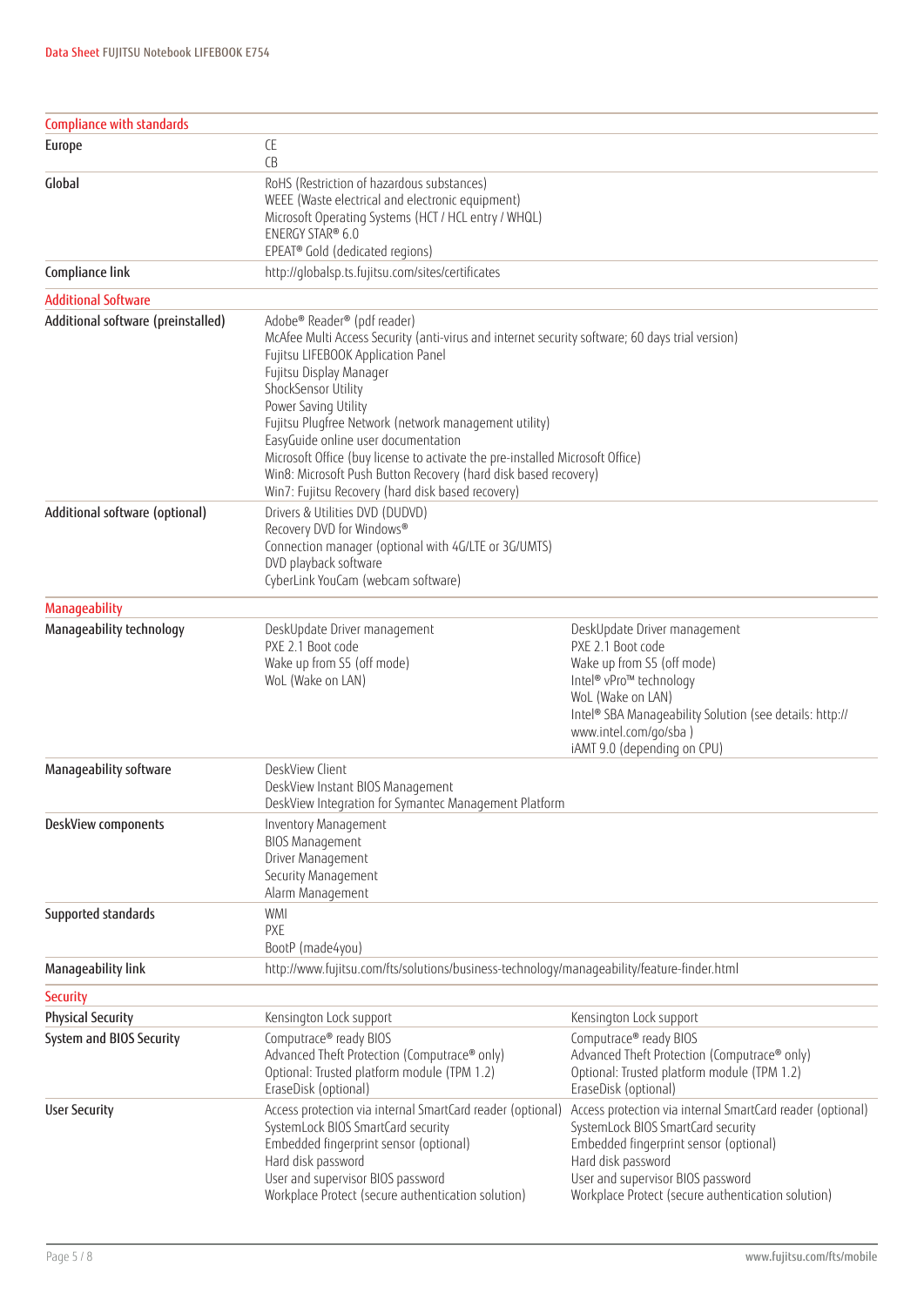## Compliance with standards

| | |
|---|---|
| Europe | CE<br>CB |
| Global | RoHS (Restriction of hazardous substances)<br>WEEE (Waste electrical and electronic equipment)<br>Microsoft Operating Systems (HCT / HCL entry / WHQL)<br>ENERGY STAR® 6.0<br>EPEAT® Gold (dedicated regions) |
| Compliance link | http://globalsp.ts.fujitsu.com/sites/certificates |

## Additional Software

| | |
|---|---|
| Additional software (preinstalled) | Adobe® Reader® (pdf reader)<br>McAfee Multi Access Security (anti-virus and internet security software; 60 days trial version)<br>Fujitsu LIFEBOOK Application Panel<br>Fujitsu Display Manager<br>ShockSensor Utility<br>Power Saving Utility<br>Fujitsu Plugfree Network (network management utility)<br>EasyGuide online user documentation<br>Microsoft Office (buy license to activate the pre-installed Microsoft Office)<br>Win8: Microsoft Push Button Recovery (hard disk based recovery)<br>Win7: Fujitsu Recovery (hard disk based recovery) |
| Additional software (optional) | Drivers & Utilities DVD (DUDVD)<br>Recovery DVD for Windows®<br>Connection manager (optional with 4G/LTE or 3G/UMTS)<br>DVD playback software<br>CyberLink YouCam (webcam software) |

## Manageability

| | | |
|---|---|---|
| Manageability technology | DeskUpdate Driver management<br>PXE 2.1 Boot code<br>Wake up from S5 (off mode)<br>WoL (Wake on LAN) | DeskUpdate Driver management<br>PXE 2.1 Boot code<br>Wake up from S5 (off mode)<br>Intel® vPro™ technology<br>WoL (Wake on LAN)<br>Intel® SBA Manageability Solution (see details: http://www.intel.com/go/sba )<br>iAMT 9.0 (depending on CPU) |
| Manageability software | DeskView Client<br>DeskView Instant BIOS Management<br>DeskView Integration for Symantec Management Platform | |
| DeskView components | Inventory Management<br>BIOS Management<br>Driver Management<br>Security Management<br>Alarm Management | |
| Supported standards | WMI<br>PXE<br>BootP (made4you) | |
| Manageability link | http://www.fujitsu.com/fts/solutions/business-technology/manageability/feature-finder.html | |

## Security

| | | |
|---|---|---|
| Physical Security | Kensington Lock support | Kensington Lock support |
| System and BIOS Security | Computrace® ready BIOS<br>Advanced Theft Protection (Computrace® only)<br>Optional: Trusted platform module (TPM 1.2)<br>EraseDisk (optional) | Computrace® ready BIOS<br>Advanced Theft Protection (Computrace® only)<br>Optional: Trusted platform module (TPM 1.2)<br>EraseDisk (optional) |
| User Security | Access protection via internal SmartCard reader (optional)<br>SystemLock BIOS SmartCard security<br>Embedded fingerprint sensor (optional)<br>Hard disk password<br>User and supervisor BIOS password<br>Workplace Protect (secure authentication solution) | Access protection via internal SmartCard reader (optional)<br>SystemLock BIOS SmartCard security<br>Embedded fingerprint sensor (optional)<br>Hard disk password<br>User and supervisor BIOS password<br>Workplace Protect (secure authentication solution) |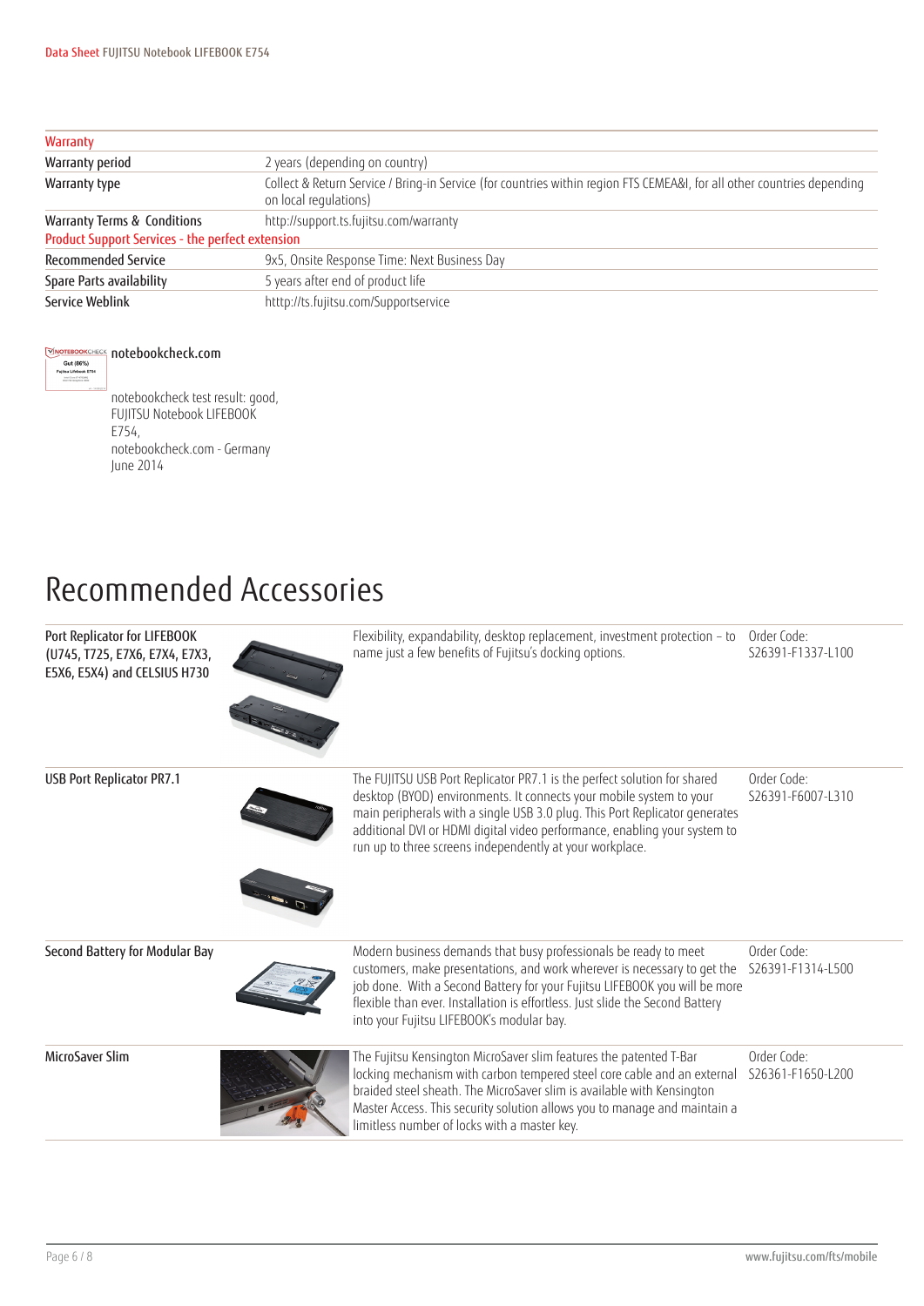| Warranty | |
|---|---|
| Warranty period | 2 years (depending on country) |
| Warranty type | Collect & Return Service / Bring-in Service (for countries within region FTS CEMEA&I, for all other countries depending on local regulations) |
| Warranty Terms & Conditions | http://support.ts.fujitsu.com/warranty |
| **Product Support Services - the perfect extension** | |
| Recommended Service | 9x5, Onsite Response Time: Next Business Day |
| Spare Parts availability | 5 years after end of product life |
| Service Weblink | http://ts.fujitsu.com/Supportservice |

**notebookcheck.com**

notebookcheck test result: good, FUJITSU Notebook LIFEBOOK E754, notebookcheck.com - Germany June 2014

# Recommended Accessories

| Accessory | Description | Order Code |
|---|---|---|
| Port Replicator for LIFEBOOK (U745, T725, E7X6, E7X4, E7X3, E5X6, E5X4) and CELSIUS H730 | Flexibility, expandability, desktop replacement, investment protection – to name just a few benefits of Fujitsu's docking options. | Order Code: S26391-F1337-L100 |
| USB Port Replicator PR7.1 | The FUJITSU USB Port Replicator PR7.1 is the perfect solution for shared desktop (BYOD) environments. It connects your mobile system to your main peripherals with a single USB 3.0 plug. This Port Replicator generates additional DVI or HDMI digital video performance, enabling your system to run up to three screens independently at your workplace. | Order Code: S26391-F6007-L310 |
| Second Battery for Modular Bay | Modern business demands that busy professionals be ready to meet customers, make presentations, and work wherever is necessary to get the job done. With a Second Battery for your Fujitsu LIFEBOOK you will be more flexible than ever. Installation is effortless. Just slide the Second Battery into your Fujitsu LIFEBOOK's modular bay. | Order Code: S26391-F1314-L500 |
| MicroSaver Slim | The Fujitsu Kensington MicroSaver slim features the patented T-Bar locking mechanism with carbon tempered steel core cable and an external braided steel sheath. The MicroSaver slim is available with Kensington Master Access. This security solution allows you to manage and maintain a limitless number of locks with a master key. | Order Code: S26361-F1650-L200 |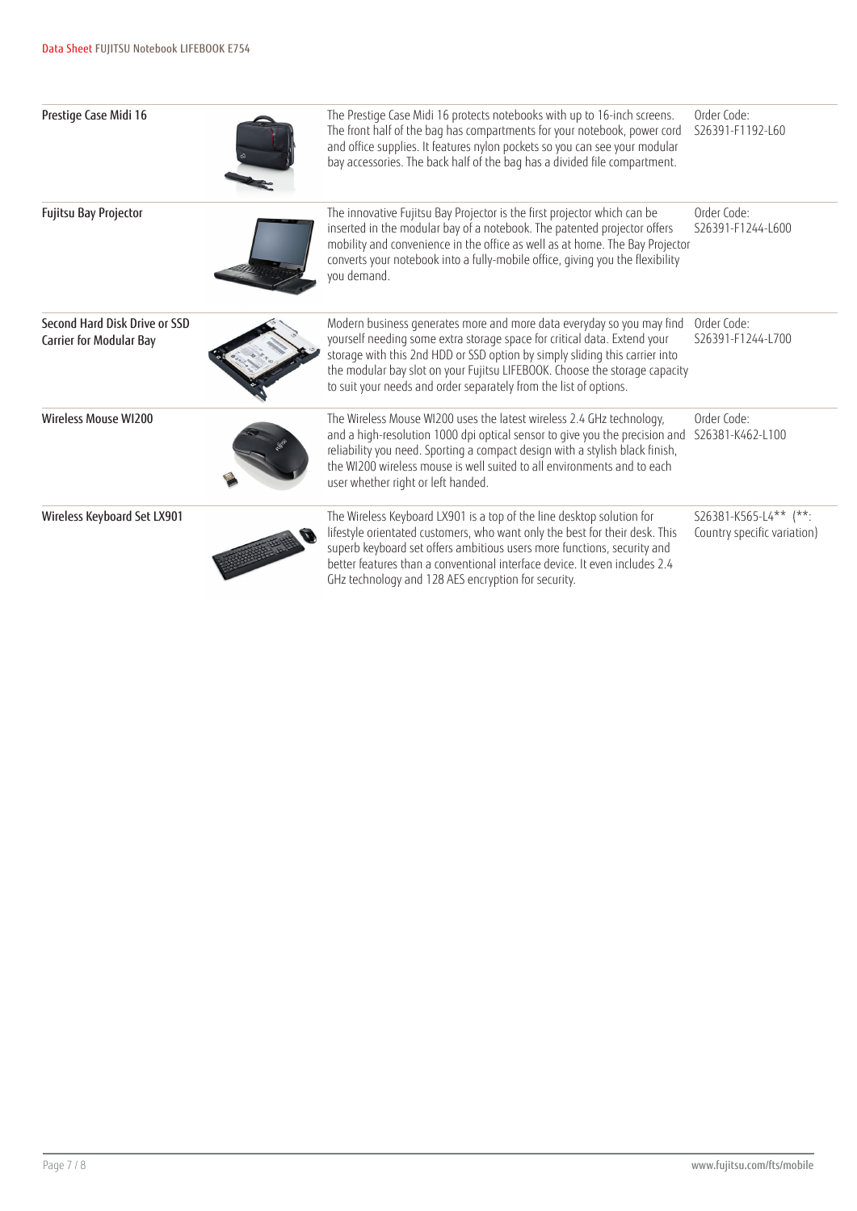| Product | Description | Order Code |
|---|---|---|
| Prestige Case Midi 16 | The Prestige Case Midi 16 protects notebooks with up to 16-inch screens. The front half of the bag has compartments for your notebook, power cord and office supplies. It features nylon pockets so you can see your modular bay accessories. The back half of the bag has a divided file compartment. | Order Code: S26391-F1192-L60 |
| Fujitsu Bay Projector | The innovative Fujitsu Bay Projector is the first projector which can be inserted in the modular bay of a notebook. The patented projector offers mobility and convenience in the office as well as at home. The Bay Projector converts your notebook into a fully-mobile office, giving you the flexibility you demand. | Order Code: S26391-F1244-L600 |
| Second Hard Disk Drive or SSD Carrier for Modular Bay | Modern business generates more and more data everyday so you may find yourself needing some extra storage space for critical data. Extend your storage with this 2nd HDD or SSD option by simply sliding this carrier into the modular bay slot on your Fujitsu LIFEBOOK. Choose the storage capacity to suit your needs and order separately from the list of options. | Order Code: S26391-F1244-L700 |
| Wireless Mouse WI200 | The Wireless Mouse WI200 uses the latest wireless 2.4 GHz technology, and a high-resolution 1000 dpi optical sensor to give you the precision and reliability you need. Sporting a compact design with a stylish black finish, the WI200 wireless mouse is well suited to all environments and to each user whether right or left handed. | Order Code: S26381-K462-L100 |
| Wireless Keyboard Set LX901 | The Wireless Keyboard LX901 is a top of the line desktop solution for lifestyle orientated customers, who want only the best for their desk. This superb keyboard set offers ambitious users more functions, security and better features than a conventional interface device. It even includes 2.4 GHz technology and 128 AES encryption for security. | S26381-K565-L4** (**: Country specific variation) |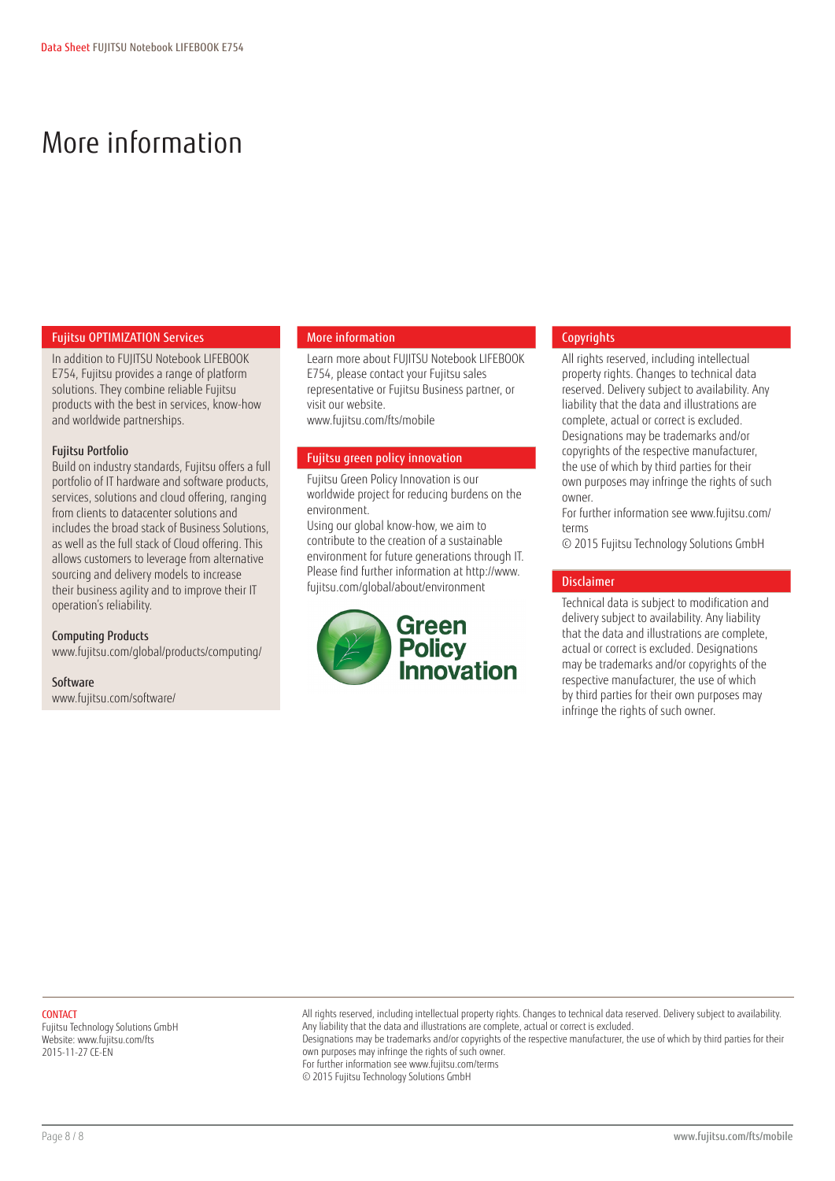# More information

## Fujitsu OPTIMIZATION Services

In addition to FUJITSU Notebook LIFEBOOK E754, Fujitsu provides a range of platform solutions. They combine reliable Fujitsu products with the best in services, know-how and worldwide partnerships.

**Fujitsu Portfolio**
Build on industry standards, Fujitsu offers a full portfolio of IT hardware and software products, services, solutions and cloud offering, ranging from clients to datacenter solutions and includes the broad stack of Business Solutions, as well as the full stack of Cloud offering. This allows customers to leverage from alternative sourcing and delivery models to increase their business agility and to improve their IT operation's reliability.

**Computing Products**
www.fujitsu.com/global/products/computing/

**Software**
www.fujitsu.com/software/

## More information

Learn more about FUJITSU Notebook LIFEBOOK E754, please contact your Fujitsu sales representative or Fujitsu Business partner, or visit our website.
www.fujitsu.com/fts/mobile

## Fujitsu green policy innovation

Fujitsu Green Policy Innovation is our worldwide project for reducing burdens on the environment.
Using our global know-how, we aim to contribute to the creation of a sustainable environment for future generations through IT.
Please find further information at http://www.fujitsu.com/global/about/environment

Green Policy Innovation

## Copyrights

All rights reserved, including intellectual property rights. Changes to technical data reserved. Delivery subject to availability. Any liability that the data and illustrations are complete, actual or correct is excluded. Designations may be trademarks and/or copyrights of the respective manufacturer, the use of which by third parties for their own purposes may infringe the rights of such owner.
For further information see www.fujitsu.com/terms
© 2015 Fujitsu Technology Solutions GmbH

## Disclaimer

Technical data is subject to modification and delivery subject to availability. Any liability that the data and illustrations are complete, actual or correct is excluded. Designations may be trademarks and/or copyrights of the respective manufacturer, the use of which by third parties for their own purposes may infringe the rights of such owner.

---

**CONTACT**
Fujitsu Technology Solutions GmbH
Website: www.fujitsu.com/fts
2015-11-27 CE-EN

All rights reserved, including intellectual property rights. Changes to technical data reserved. Delivery subject to availability. Any liability that the data and illustrations are complete, actual or correct is excluded.
Designations may be trademarks and/or copyrights of the respective manufacturer, the use of which by third parties for their own purposes may infringe the rights of such owner.
For further information see www.fujitsu.com/terms
© 2015 Fujitsu Technology Solutions GmbH